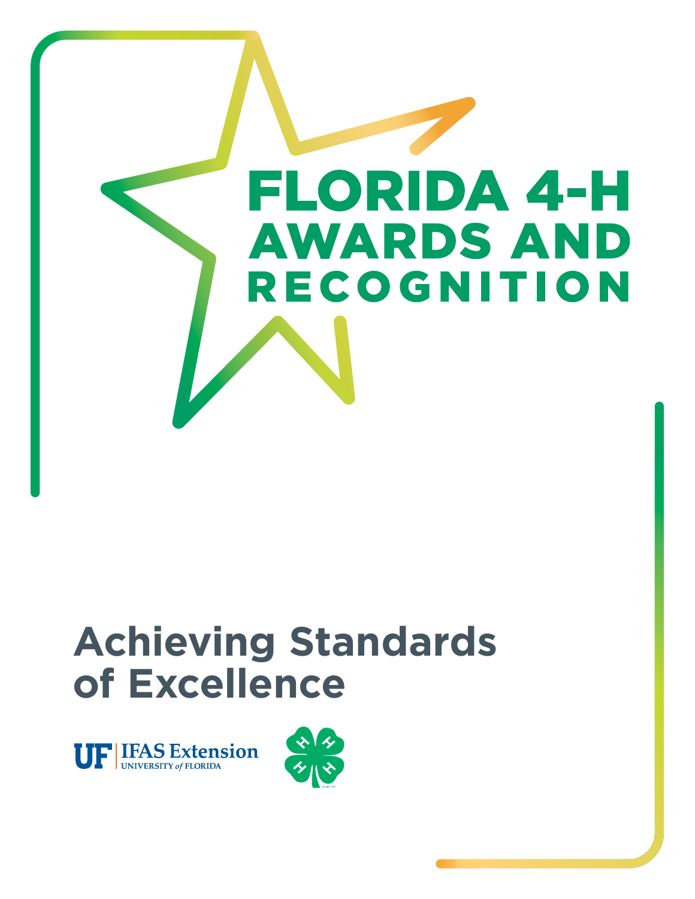# FLORIDA 4-H AWARDS AND RECOGNITION

## Achieving Standards of Excellence

UF | IFAS Extension
UNIVERSITY of FLORIDA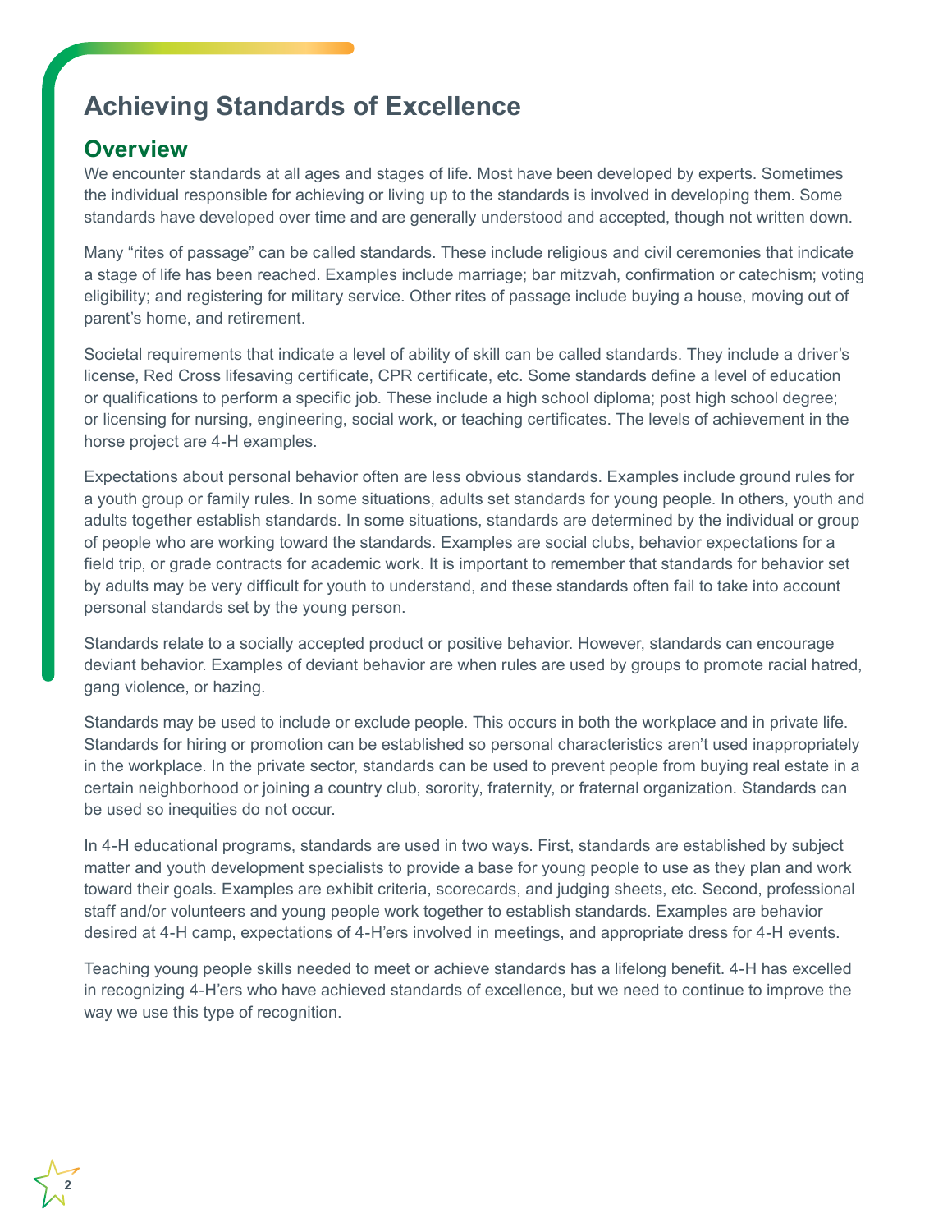# Achieving Standards of Excellence

## Overview

We encounter standards at all ages and stages of life. Most have been developed by experts. Sometimes the individual responsible for achieving or living up to the standards is involved in developing them. Some standards have developed over time and are generally understood and accepted, though not written down.

Many "rites of passage" can be called standards. These include religious and civil ceremonies that indicate a stage of life has been reached. Examples include marriage; bar mitzvah, confirmation or catechism; voting eligibility; and registering for military service. Other rites of passage include buying a house, moving out of parent's home, and retirement.

Societal requirements that indicate a level of ability of skill can be called standards. They include a driver's license, Red Cross lifesaving certificate, CPR certificate, etc. Some standards define a level of education or qualifications to perform a specific job. These include a high school diploma; post high school degree; or licensing for nursing, engineering, social work, or teaching certificates. The levels of achievement in the horse project are 4-H examples.

Expectations about personal behavior often are less obvious standards. Examples include ground rules for a youth group or family rules. In some situations, adults set standards for young people. In others, youth and adults together establish standards. In some situations, standards are determined by the individual or group of people who are working toward the standards. Examples are social clubs, behavior expectations for a field trip, or grade contracts for academic work. It is important to remember that standards for behavior set by adults may be very difficult for youth to understand, and these standards often fail to take into account personal standards set by the young person.

Standards relate to a socially accepted product or positive behavior. However, standards can encourage deviant behavior. Examples of deviant behavior are when rules are used by groups to promote racial hatred, gang violence, or hazing.

Standards may be used to include or exclude people. This occurs in both the workplace and in private life. Standards for hiring or promotion can be established so personal characteristics aren't used inappropriately in the workplace. In the private sector, standards can be used to prevent people from buying real estate in a certain neighborhood or joining a country club, sorority, fraternity, or fraternal organization. Standards can be used so inequities do not occur.

In 4-H educational programs, standards are used in two ways. First, standards are established by subject matter and youth development specialists to provide a base for young people to use as they plan and work toward their goals. Examples are exhibit criteria, scorecards, and judging sheets, etc. Second, professional staff and/or volunteers and young people work together to establish standards. Examples are behavior desired at 4-H camp, expectations of 4-H'ers involved in meetings, and appropriate dress for 4-H events.

Teaching young people skills needed to meet or achieve standards has a lifelong benefit. 4-H has excelled in recognizing 4-H'ers who have achieved standards of excellence, but we need to continue to improve the way we use this type of recognition.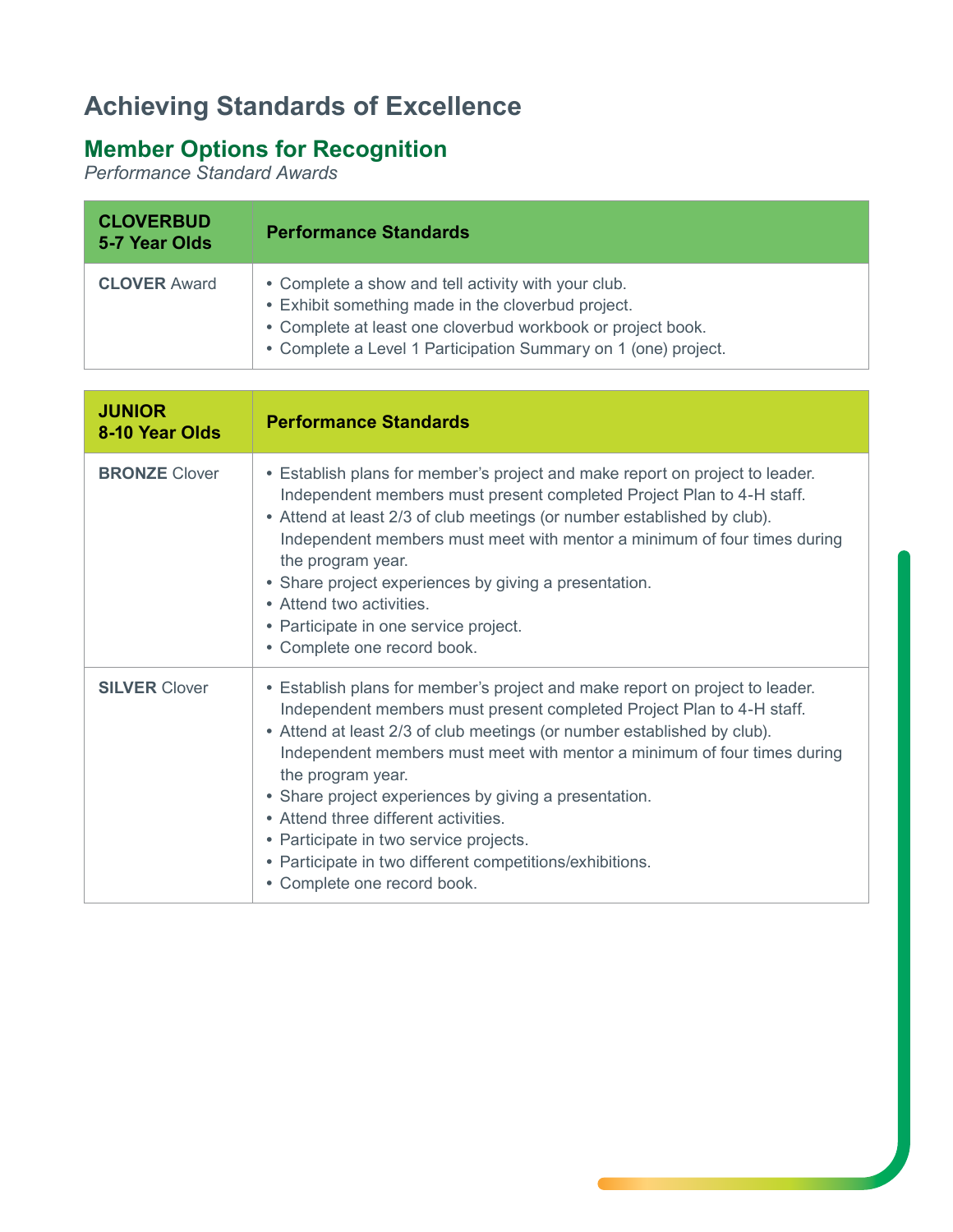# Achieving Standards of Excellence

## Member Options for Recognition

*Performance Standard Awards*

| CLOVERBUD 5-7 Year Olds | Performance Standards |
| --- | --- |
| **CLOVER** Award | • Complete a show and tell activity with your club.<br>• Exhibit something made in the cloverbud project.<br>• Complete at least one cloverbud workbook or project book.<br>• Complete a Level 1 Participation Summary on 1 (one) project. |

| JUNIOR 8-10 Year Olds | Performance Standards |
| --- | --- |
| **BRONZE** Clover | • Establish plans for member's project and make report on project to leader. Independent members must present completed Project Plan to 4-H staff.<br>• Attend at least 2/3 of club meetings (or number established by club). Independent members must meet with mentor a minimum of four times during the program year.<br>• Share project experiences by giving a presentation.<br>• Attend two activities.<br>• Participate in one service project.<br>• Complete one record book. |
| **SILVER** Clover | • Establish plans for member's project and make report on project to leader. Independent members must present completed Project Plan to 4-H staff.<br>• Attend at least 2/3 of club meetings (or number established by club). Independent members must meet with mentor a minimum of four times during the program year.<br>• Share project experiences by giving a presentation.<br>• Attend three different activities.<br>• Participate in two service projects.<br>• Participate in two different competitions/exhibitions.<br>• Complete one record book. |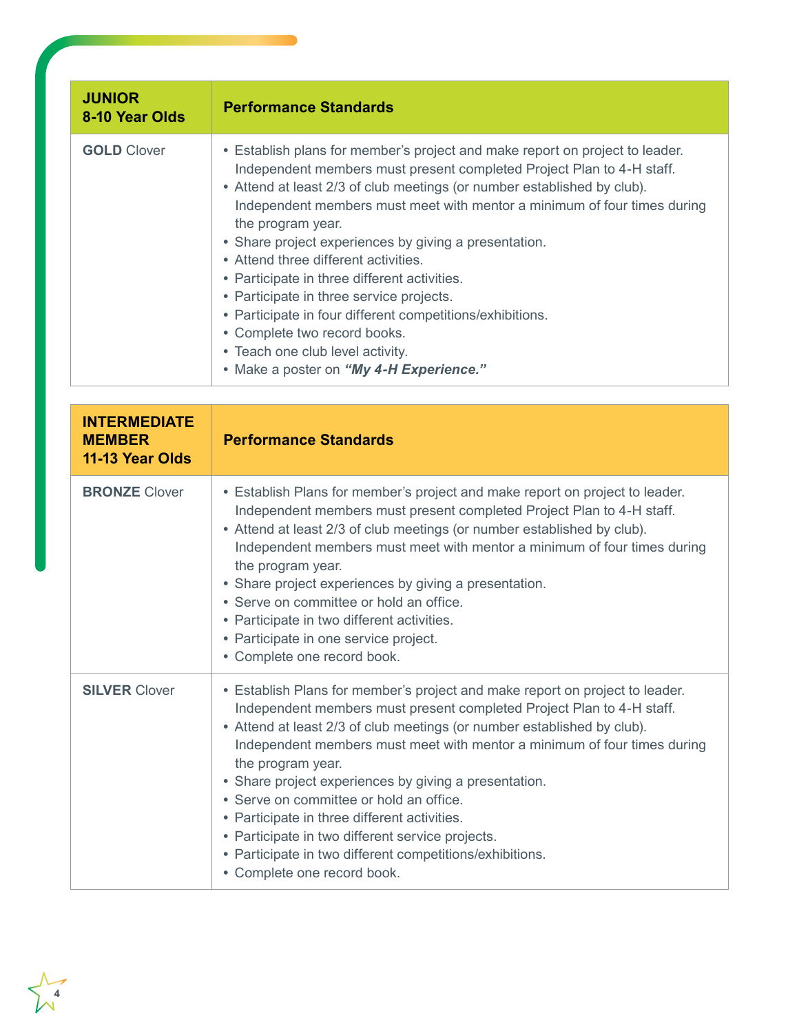| **JUNIOR**<br>**8-10 Year Olds** | **Performance Standards** |
|---|---|
| **GOLD** Clover | • Establish plans for member's project and make report on project to leader. Independent members must present completed Project Plan to 4-H staff.<br>• Attend at least 2/3 of club meetings (or number established by club). Independent members must meet with mentor a minimum of four times during the program year.<br>• Share project experiences by giving a presentation.<br>• Attend three different activities.<br>• Participate in three different activities.<br>• Participate in three service projects.<br>• Participate in four different competitions/exhibitions.<br>• Complete two record books.<br>• Teach one club level activity.<br>• Make a poster on ***"My 4-H Experience."*** |

| **INTERMEDIATE MEMBER**<br>**11-13 Year Olds** | **Performance Standards** |
|---|---|
| **BRONZE** Clover | • Establish Plans for member's project and make report on project to leader. Independent members must present completed Project Plan to 4-H staff.<br>• Attend at least 2/3 of club meetings (or number established by club). Independent members must meet with mentor a minimum of four times during the program year.<br>• Share project experiences by giving a presentation.<br>• Serve on committee or hold an office.<br>• Participate in two different activities.<br>• Participate in one service project.<br>• Complete one record book. |
| **SILVER** Clover | • Establish Plans for member's project and make report on project to leader. Independent members must present completed Project Plan to 4-H staff.<br>• Attend at least 2/3 of club meetings (or number established by club). Independent members must meet with mentor a minimum of four times during the program year.<br>• Share project experiences by giving a presentation.<br>• Serve on committee or hold an office.<br>• Participate in three different activities.<br>• Participate in two different service projects.<br>• Participate in two different competitions/exhibitions.<br>• Complete one record book. |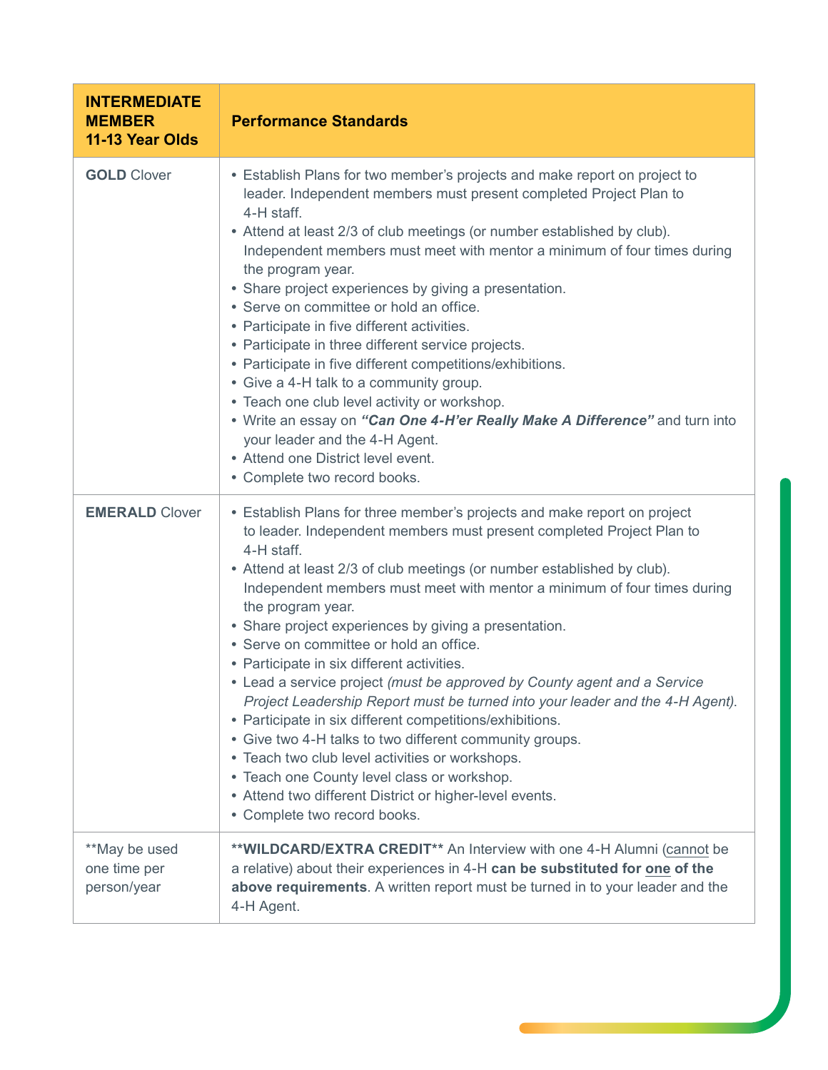| **INTERMEDIATE MEMBER 11-13 Year Olds** | **Performance Standards** |
|---|---|
| **GOLD** Clover | • Establish Plans for two member's projects and make report on project to leader. Independent members must present completed Project Plan to 4-H staff.<br>• Attend at least 2/3 of club meetings (or number established by club). Independent members must meet with mentor a minimum of four times during the program year.<br>• Share project experiences by giving a presentation.<br>• Serve on committee or hold an office.<br>• Participate in five different activities.<br>• Participate in three different service projects.<br>• Participate in five different competitions/exhibitions.<br>• Give a 4-H talk to a community group.<br>• Teach one club level activity or workshop.<br>• Write an essay on ***"Can One 4-H'er Really Make A Difference"*** and turn into your leader and the 4-H Agent.<br>• Attend one District level event.<br>• Complete two record books. |
| **EMERALD** Clover | • Establish Plans for three member's projects and make report on project to leader. Independent members must present completed Project Plan to 4-H staff.<br>• Attend at least 2/3 of club meetings (or number established by club). Independent members must meet with mentor a minimum of four times during the program year.<br>• Share project experiences by giving a presentation.<br>• Serve on committee or hold an office.<br>• Participate in six different activities.<br>• Lead a service project *(must be approved by County agent and a Service Project Leadership Report must be turned into your leader and the 4-H Agent)*.<br>• Participate in six different competitions/exhibitions.<br>• Give two 4-H talks to two different community groups.<br>• Teach two club level activities or workshops.<br>• Teach one County level class or workshop.<br>• Attend two different District or higher-level events.<br>• Complete two record books. |
| **May be used one time per person/year | **\*\*WILDCARD/EXTRA CREDIT\*\*** An Interview with one 4-H Alumni (cannot be a relative) about their experiences in 4-H **can be substituted for one of the above requirements**. A written report must be turned in to your leader and the 4-H Agent. |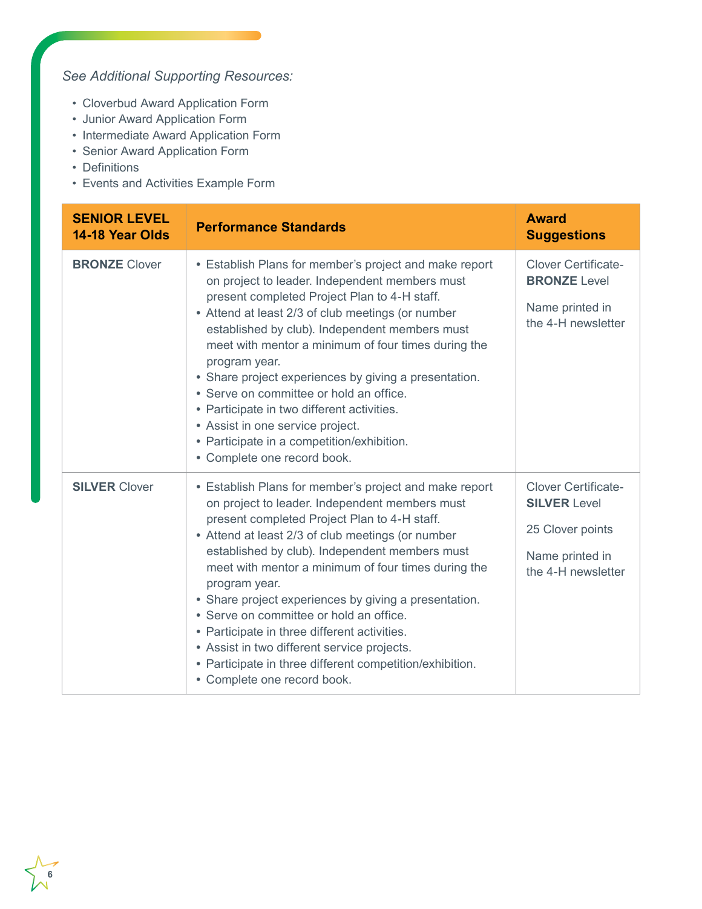*See Additional Supporting Resources:*

- Cloverbud Award Application Form
- Junior Award Application Form
- Intermediate Award Application Form
- Senior Award Application Form
- Definitions
- Events and Activities Example Form

| **SENIOR LEVEL 14-18 Year Olds** | **Performance Standards** | **Award Suggestions** |
|---|---|---|
| **BRONZE** Clover | • Establish Plans for member's project and make report on project to leader. Independent members must present completed Project Plan to 4-H staff.<br>• Attend at least 2/3 of club meetings (or number established by club). Independent members must meet with mentor a minimum of four times during the program year.<br>• Share project experiences by giving a presentation.<br>• Serve on committee or hold an office.<br>• Participate in two different activities.<br>• Assist in one service project.<br>• Participate in a competition/exhibition.<br>• Complete one record book. | Clover Certificate- **BRONZE** Level<br><br>Name printed in the 4-H newsletter |
| **SILVER** Clover | • Establish Plans for member's project and make report on project to leader. Independent members must present completed Project Plan to 4-H staff.<br>• Attend at least 2/3 of club meetings (or number established by club). Independent members must meet with mentor a minimum of four times during the program year.<br>• Share project experiences by giving a presentation.<br>• Serve on committee or hold an office.<br>• Participate in three different activities.<br>• Assist in two different service projects.<br>• Participate in three different competition/exhibition.<br>• Complete one record book. | Clover Certificate- **SILVER** Level<br><br>25 Clover points<br><br>Name printed in the 4-H newsletter |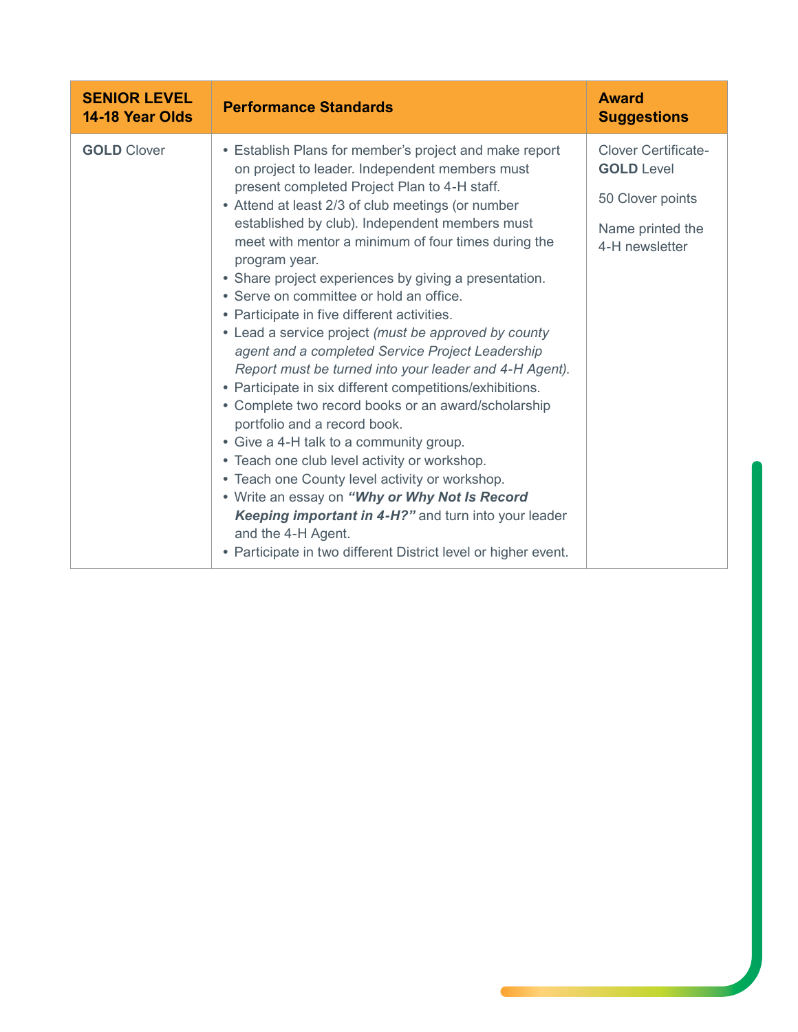| SENIOR LEVEL 14-18 Year Olds | Performance Standards | Award Suggestions |
|---|---|---|
| **GOLD** Clover | • Establish Plans for member's project and make report on project to leader. Independent members must present completed Project Plan to 4-H staff.<br>• Attend at least 2/3 of club meetings (or number established by club). Independent members must meet with mentor a minimum of four times during the program year.<br>• Share project experiences by giving a presentation.<br>• Serve on committee or hold an office.<br>• Participate in five different activities.<br>• Lead a service project *(must be approved by county agent and a completed Service Project Leadership Report must be turned into your leader and 4-H Agent).*<br>• Participate in six different competitions/exhibitions.<br>• Complete two record books or an award/scholarship portfolio and a record book.<br>• Give a 4-H talk to a community group.<br>• Teach one club level activity or workshop.<br>• Teach one County level activity or workshop.<br>• Write an essay on ***"Why or Why Not Is Record Keeping important in 4-H?"*** and turn into your leader and the 4-H Agent.<br>• Participate in two different District level or higher event. | Clover Certificate-**GOLD** Level<br><br>50 Clover points<br><br>Name printed the 4-H newsletter |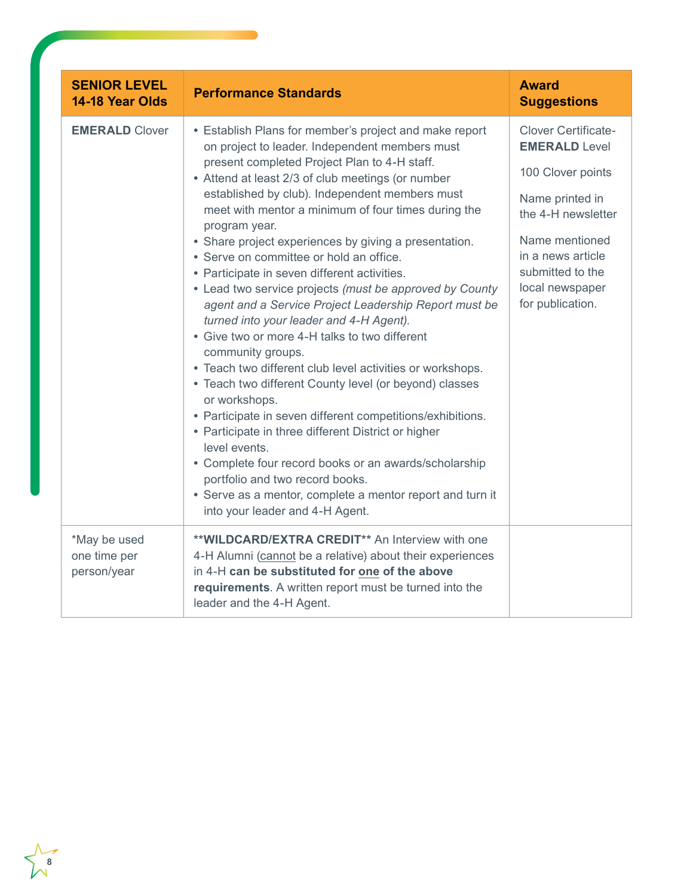| **SENIOR LEVEL 14-18 Year Olds** | **Performance Standards** | **Award Suggestions** |
|---|---|---|
| **EMERALD** Clover | • Establish Plans for member's project and make report on project to leader. Independent members must present completed Project Plan to 4-H staff.<br>• Attend at least 2/3 of club meetings (or number established by club). Independent members must meet with mentor a minimum of four times during the program year.<br>• Share project experiences by giving a presentation.<br>• Serve on committee or hold an office.<br>• Participate in seven different activities.<br>• Lead two service projects *(must be approved by County agent and a Service Project Leadership Report must be turned into your leader and 4-H Agent).*<br>• Give two or more 4-H talks to two different community groups.<br>• Teach two different club level activities or workshops.<br>• Teach two different County level (or beyond) classes or workshops.<br>• Participate in seven different competitions/exhibitions.<br>• Participate in three different District or higher level events.<br>• Complete four record books or an awards/scholarship portfolio and two record books.<br>• Serve as a mentor, complete a mentor report and turn it into your leader and 4-H Agent. | Clover Certificate- **EMERALD** Level<br><br>100 Clover points<br><br>Name printed in the 4-H newsletter<br><br>Name mentioned in a news article submitted to the local newspaper for publication. |
| *May be used one time per person/year | **\*\*WILDCARD/EXTRA CREDIT\*\*** An Interview with one 4-H Alumni (cannot be a relative) about their experiences in 4-H **can be substituted for one of the above requirements**. A written report must be turned into the leader and the 4-H Agent. | |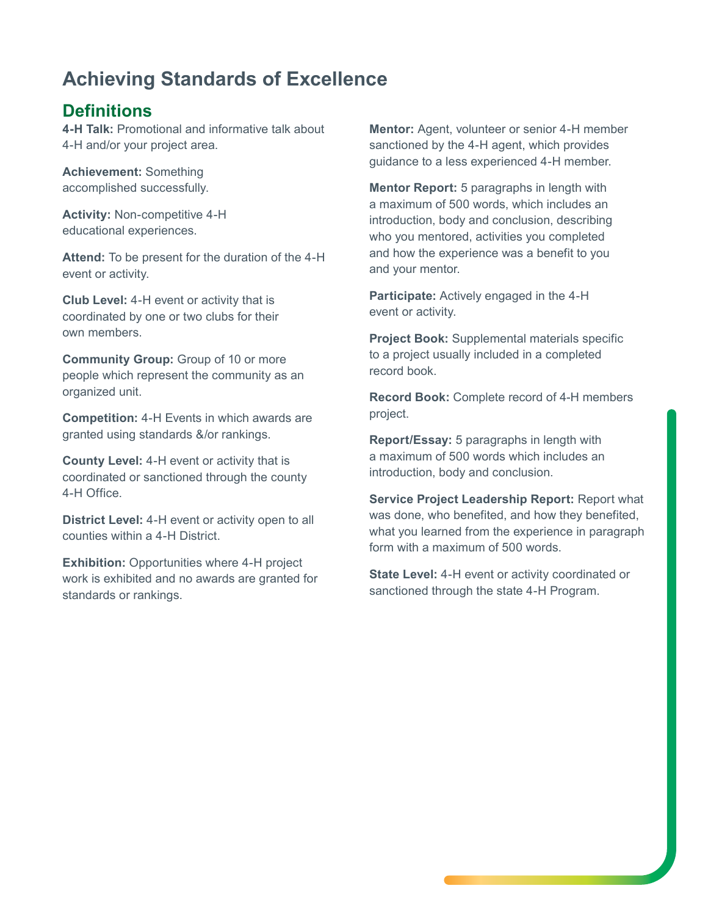# Achieving Standards of Excellence

## Definitions

**4-H Talk:** Promotional and informative talk about 4-H and/or your project area.

**Achievement:** Something accomplished successfully.

**Activity:** Non-competitive 4-H educational experiences.

**Attend:** To be present for the duration of the 4-H event or activity.

**Club Level:** 4-H event or activity that is coordinated by one or two clubs for their own members.

**Community Group:** Group of 10 or more people which represent the community as an organized unit.

**Competition:** 4-H Events in which awards are granted using standards &/or rankings.

**County Level:** 4-H event or activity that is coordinated or sanctioned through the county 4-H Office.

**District Level:** 4-H event or activity open to all counties within a 4-H District.

**Exhibition:** Opportunities where 4-H project work is exhibited and no awards are granted for standards or rankings.

**Mentor:** Agent, volunteer or senior 4-H member sanctioned by the 4-H agent, which provides guidance to a less experienced 4-H member.

**Mentor Report:** 5 paragraphs in length with a maximum of 500 words, which includes an introduction, body and conclusion, describing who you mentored, activities you completed and how the experience was a benefit to you and your mentor.

**Participate:** Actively engaged in the 4-H event or activity.

**Project Book:** Supplemental materials specific to a project usually included in a completed record book.

**Record Book:** Complete record of 4-H members project.

**Report/Essay:** 5 paragraphs in length with a maximum of 500 words which includes an introduction, body and conclusion.

**Service Project Leadership Report:** Report what was done, who benefited, and how they benefited, what you learned from the experience in paragraph form with a maximum of 500 words.

**State Level:** 4-H event or activity coordinated or sanctioned through the state 4-H Program.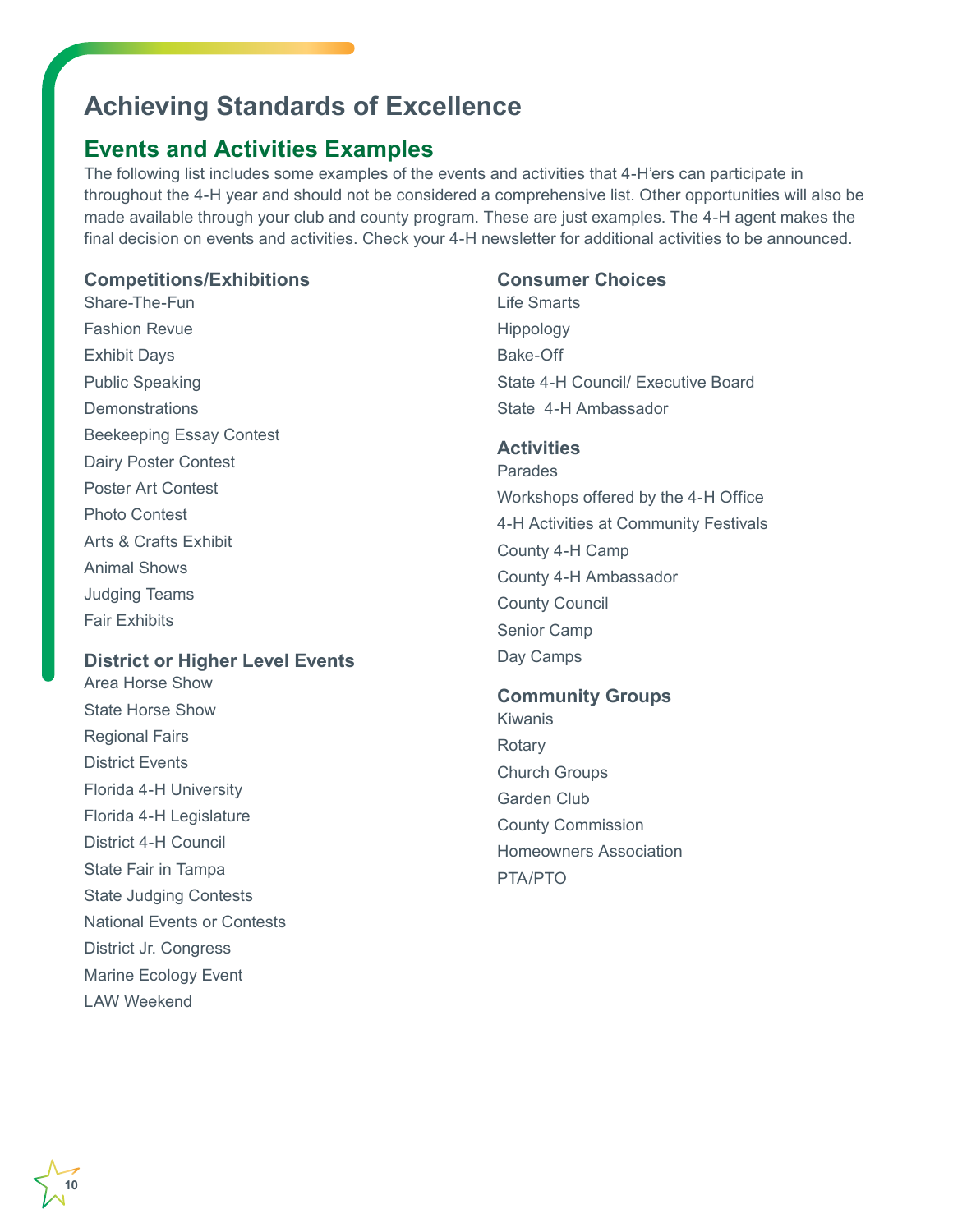# Achieving Standards of Excellence

## Events and Activities Examples

The following list includes some examples of the events and activities that 4-H'ers can participate in throughout the 4-H year and should not be considered a comprehensive list. Other opportunities will also be made available through your club and county program. These are just examples. The 4-H agent makes the final decision on events and activities. Check your 4-H newsletter for additional activities to be announced.

### Competitions/Exhibitions

Share-The-Fun
Fashion Revue
Exhibit Days
Public Speaking
Demonstrations
Beekeeping Essay Contest
Dairy Poster Contest
Poster Art Contest
Photo Contest
Arts & Crafts Exhibit
Animal Shows
Judging Teams
Fair Exhibits

### District or Higher Level Events

Area Horse Show
State Horse Show
Regional Fairs
District Events
Florida 4-H University
Florida 4-H Legislature
District 4-H Council
State Fair in Tampa
State Judging Contests
National Events or Contests
District Jr. Congress
Marine Ecology Event
LAW Weekend

### Consumer Choices

Life Smarts
Hippology
Bake-Off
State 4-H Council/ Executive Board
State 4-H Ambassador

### Activities

Parades
Workshops offered by the 4-H Office
4-H Activities at Community Festivals
County 4-H Camp
County 4-H Ambassador
County Council
Senior Camp
Day Camps

### Community Groups

Kiwanis
Rotary
Church Groups
Garden Club
County Commission
Homeowners Association
PTA/PTO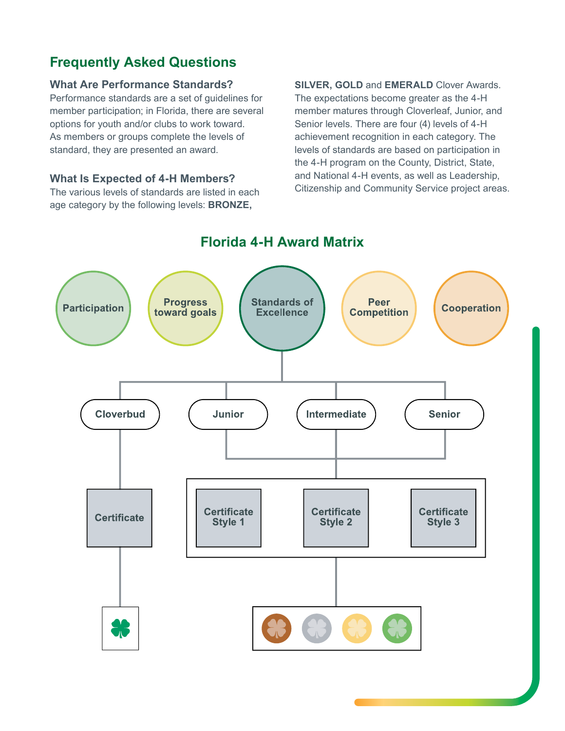## Frequently Asked Questions

### What Are Performance Standards?

Performance standards are a set of guidelines for member participation; in Florida, there are several options for youth and/or clubs to work toward. As members or groups complete the levels of standard, they are presented an award.

### What Is Expected of 4-H Members?

The various levels of standards are listed in each age category by the following levels: **BRONZE, SILVER, GOLD** and **EMERALD** Clover Awards. The expectations become greater as the 4-H member matures through Cloverleaf, Junior, and Senior levels. There are four (4) levels of 4-H achievement recognition in each category. The levels of standards are based on participation in the 4-H program on the County, District, State, and National 4-H events, as well as Leadership, Citizenship and Community Service project areas.

## Florida 4-H Award Matrix

Participation

Progress toward goals

Standards of Excellence

Peer Competition

Cooperation

Cloverbud

Junior

Intermediate

Senior

Certificate

Certificate Style 1

Certificate Style 2

Certificate Style 3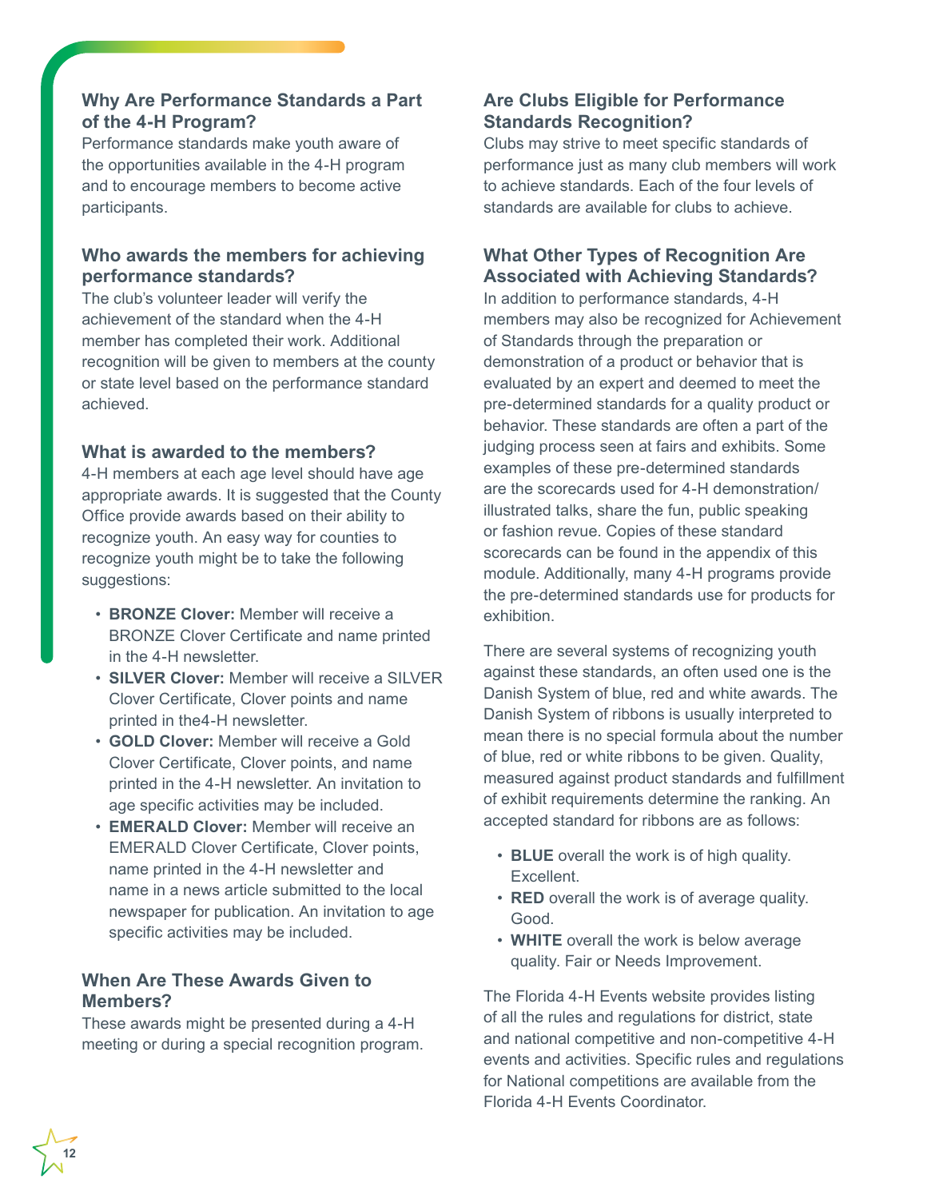### Why Are Performance Standards a Part of the 4-H Program?

Performance standards make youth aware of the opportunities available in the 4-H program and to encourage members to become active participants.

### Who awards the members for achieving performance standards?

The club's volunteer leader will verify the achievement of the standard when the 4-H member has completed their work. Additional recognition will be given to members at the county or state level based on the performance standard achieved.

### What is awarded to the members?

4-H members at each age level should have age appropriate awards. It is suggested that the County Office provide awards based on their ability to recognize youth. An easy way for counties to recognize youth might be to take the following suggestions:

- **BRONZE Clover:** Member will receive a BRONZE Clover Certificate and name printed in the 4-H newsletter.
- **SILVER Clover:** Member will receive a SILVER Clover Certificate, Clover points and name printed in the4-H newsletter.
- **GOLD Clover:** Member will receive a Gold Clover Certificate, Clover points, and name printed in the 4-H newsletter. An invitation to age specific activities may be included.
- **EMERALD Clover:** Member will receive an EMERALD Clover Certificate, Clover points, name printed in the 4-H newsletter and name in a news article submitted to the local newspaper for publication. An invitation to age specific activities may be included.

### When Are These Awards Given to Members?

These awards might be presented during a 4-H meeting or during a special recognition program.

### Are Clubs Eligible for Performance Standards Recognition?

Clubs may strive to meet specific standards of performance just as many club members will work to achieve standards. Each of the four levels of standards are available for clubs to achieve.

### What Other Types of Recognition Are Associated with Achieving Standards?

In addition to performance standards, 4-H members may also be recognized for Achievement of Standards through the preparation or demonstration of a product or behavior that is evaluated by an expert and deemed to meet the pre-determined standards for a quality product or behavior. These standards are often a part of the judging process seen at fairs and exhibits. Some examples of these pre-determined standards are the scorecards used for 4-H demonstration/ illustrated talks, share the fun, public speaking or fashion revue. Copies of these standard scorecards can be found in the appendix of this module. Additionally, many 4-H programs provide the pre-determined standards use for products for exhibition.

There are several systems of recognizing youth against these standards, an often used one is the Danish System of blue, red and white awards. The Danish System of ribbons is usually interpreted to mean there is no special formula about the number of blue, red or white ribbons to be given. Quality, measured against product standards and fulfillment of exhibit requirements determine the ranking. An accepted standard for ribbons are as follows:

- **BLUE** overall the work is of high quality. Excellent.
- **RED** overall the work is of average quality. Good.
- **WHITE** overall the work is below average quality. Fair or Needs Improvement.

The Florida 4-H Events website provides listing of all the rules and regulations for district, state and national competitive and non-competitive 4-H events and activities. Specific rules and regulations for National competitions are available from the Florida 4-H Events Coordinator.